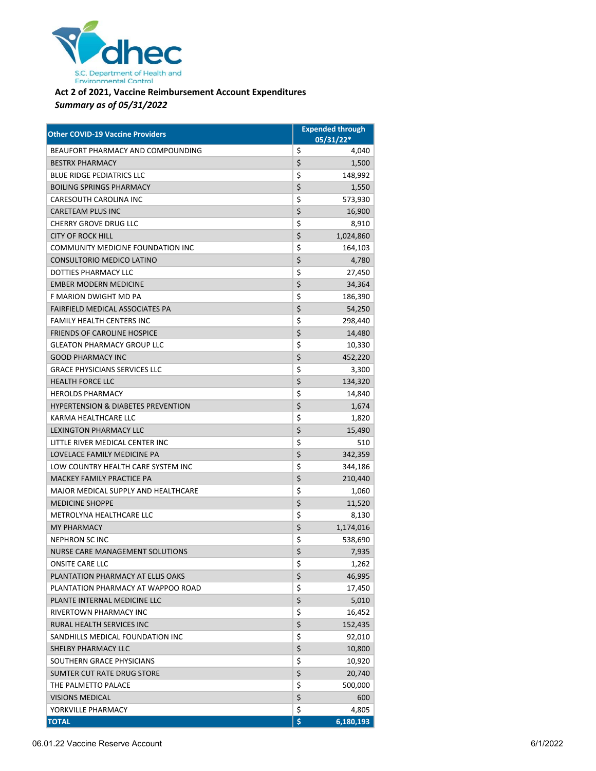S.C. Department of Health and Environmental Control

**Act 2 of 2021, Vaccine Reimbursement Account Expenditures**
***Summary as of 05/31/2022***

| Other COVID-19 Vaccine Providers | Expended through 05/31/22* |
|---|---|
| BEAUFORT PHARMACY AND COMPOUNDING | $ 4,040 |
| BESTRX PHARMACY | $ 1,500 |
| BLUE RIDGE PEDIATRICS LLC | $ 148,992 |
| BOILING SPRINGS PHARMACY | $ 1,550 |
| CARESOUTH CAROLINA INC | $ 573,930 |
| CARETEAM PLUS INC | $ 16,900 |
| CHERRY GROVE DRUG LLC | $ 8,910 |
| CITY OF ROCK HILL | $ 1,024,860 |
| COMMUNITY MEDICINE FOUNDATION INC | $ 164,103 |
| CONSULTORIO MEDICO LATINO | $ 4,780 |
| DOTTIES PHARMACY LLC | $ 27,450 |
| EMBER MODERN MEDICINE | $ 34,364 |
| F MARION DWIGHT MD PA | $ 186,390 |
| FAIRFIELD MEDICAL ASSOCIATES PA | $ 54,250 |
| FAMILY HEALTH CENTERS INC | $ 298,440 |
| FRIENDS OF CAROLINE HOSPICE | $ 14,480 |
| GLEATON PHARMACY GROUP LLC | $ 10,330 |
| GOOD PHARMACY INC | $ 452,220 |
| GRACE PHYSICIANS SERVICES LLC | $ 3,300 |
| HEALTH FORCE LLC | $ 134,320 |
| HEROLDS PHARMACY | $ 14,840 |
| HYPERTENSION & DIABETES PREVENTION | $ 1,674 |
| KARMA HEALTHCARE LLC | $ 1,820 |
| LEXINGTON PHARMACY LLC | $ 15,490 |
| LITTLE RIVER MEDICAL CENTER INC | $ 510 |
| LOVELACE FAMILY MEDICINE PA | $ 342,359 |
| LOW COUNTRY HEALTH CARE SYSTEM INC | $ 344,186 |
| MACKEY FAMILY PRACTICE PA | $ 210,440 |
| MAJOR MEDICAL SUPPLY AND HEALTHCARE | $ 1,060 |
| MEDICINE SHOPPE | $ 11,520 |
| METROLYNA HEALTHCARE LLC | $ 8,130 |
| MY PHARMACY | $ 1,174,016 |
| NEPHRON SC INC | $ 538,690 |
| NURSE CARE MANAGEMENT SOLUTIONS | $ 7,935 |
| ONSITE CARE LLC | $ 1,262 |
| PLANTATION PHARMACY AT ELLIS OAKS | $ 46,995 |
| PLANTATION PHARMACY AT WAPPOO ROAD | $ 17,450 |
| PLANTE INTERNAL MEDICINE LLC | $ 5,010 |
| RIVERTOWN PHARMACY INC | $ 16,452 |
| RURAL HEALTH SERVICES INC | $ 152,435 |
| SANDHILLS MEDICAL FOUNDATION INC | $ 92,010 |
| SHELBY PHARMACY LLC | $ 10,800 |
| SOUTHERN GRACE PHYSICIANS | $ 10,920 |
| SUMTER CUT RATE DRUG STORE | $ 20,740 |
| THE PALMETTO PALACE | $ 500,000 |
| VISIONS MEDICAL | $ 600 |
| YORKVILLE PHARMACY | $ 4,805 |
| **TOTAL** | **$ 6,180,193** |

06.01.22 Vaccine Reserve Account 6/1/2022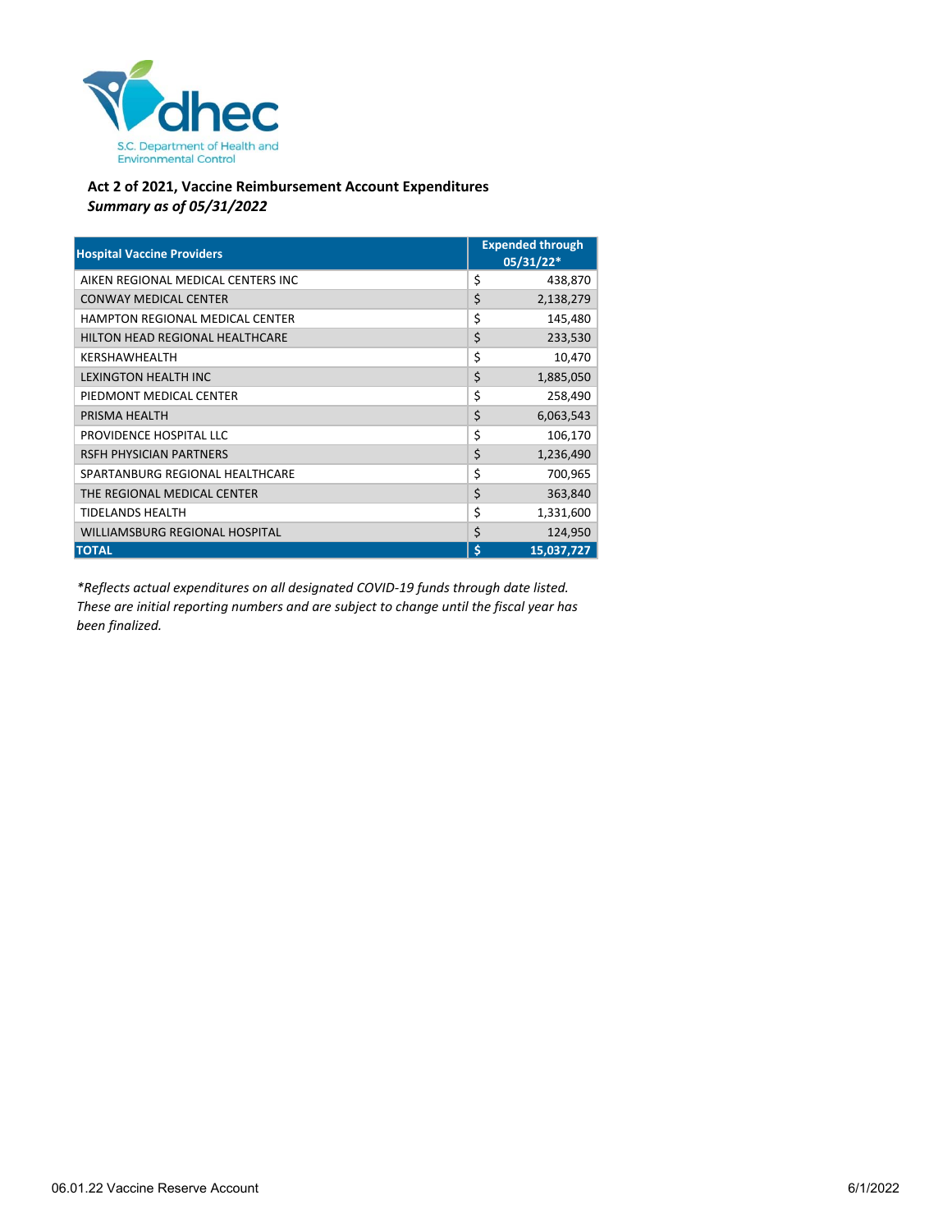S.C. Department of Health and Environmental Control

**Act 2 of 2021, Vaccine Reimbursement Account Expenditures**
***Summary as of 05/31/2022***

| Hospital Vaccine Providers | Expended through 05/31/22* |
|---|---|
| AIKEN REGIONAL MEDICAL CENTERS INC | $ 438,870 |
| CONWAY MEDICAL CENTER | $ 2,138,279 |
| HAMPTON REGIONAL MEDICAL CENTER | $ 145,480 |
| HILTON HEAD REGIONAL HEALTHCARE | $ 233,530 |
| KERSHAWHEALTH | $ 10,470 |
| LEXINGTON HEALTH INC | $ 1,885,050 |
| PIEDMONT MEDICAL CENTER | $ 258,490 |
| PRISMA HEALTH | $ 6,063,543 |
| PROVIDENCE HOSPITAL LLC | $ 106,170 |
| RSFH PHYSICIAN PARTNERS | $ 1,236,490 |
| SPARTANBURG REGIONAL HEALTHCARE | $ 700,965 |
| THE REGIONAL MEDICAL CENTER | $ 363,840 |
| TIDELANDS HEALTH | $ 1,331,600 |
| WILLIAMSBURG REGIONAL HOSPITAL | $ 124,950 |
| **TOTAL** | **$ 15,037,727** |

*\*Reflects actual expenditures on all designated COVID-19 funds through date listed. These are initial reporting numbers and are subject to change until the fiscal year has been finalized.*

06.01.22 Vaccine Reserve Account 6/1/2022